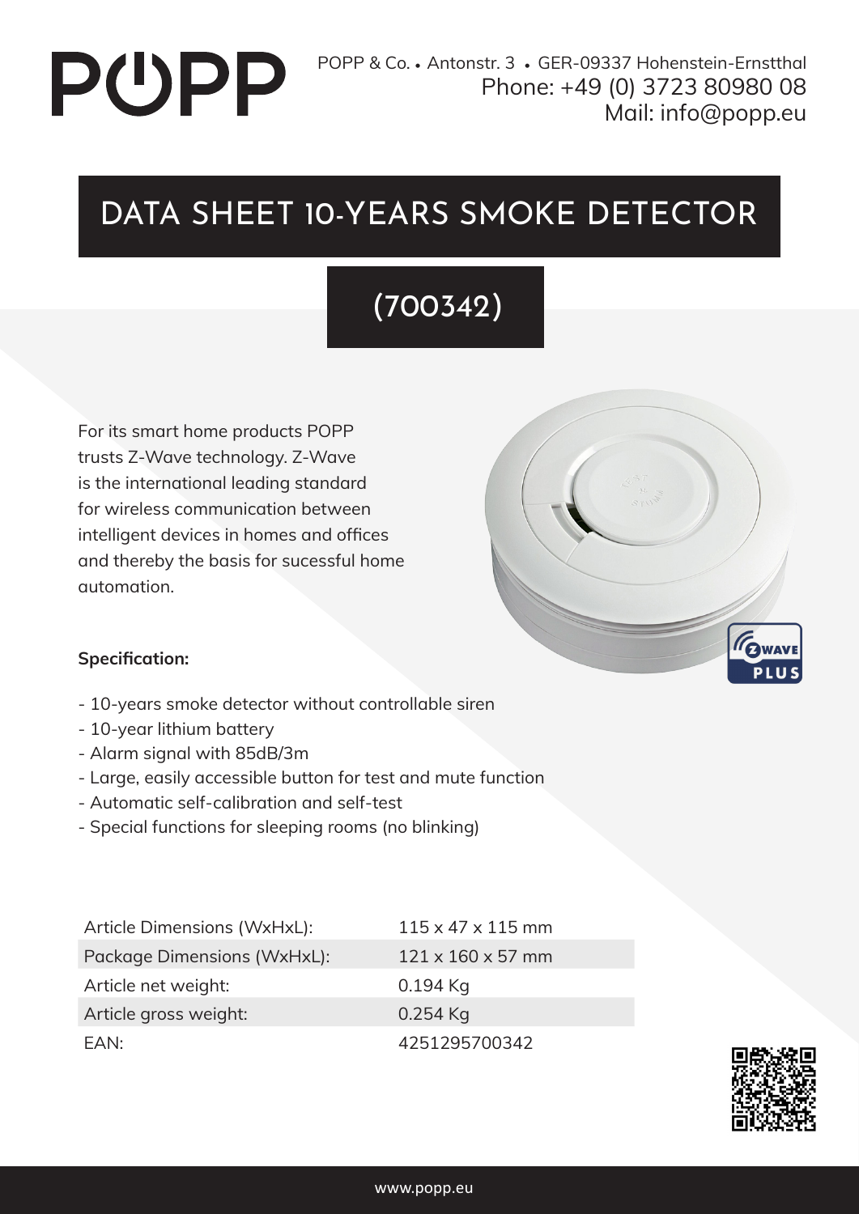POPP

POPP & Co. • Antonstr. 3 • GER-09337 Hohenstein-Ernstthal
Phone: +49 (0) 3723 80980 08
Mail: info@popp.eu

# DATA SHEET 10-YEARS SMOKE DETECTOR

## (700342)

For its smart home products POPP trusts Z-Wave technology. Z-Wave is the international leading standard for wireless communication between intelligent devices in homes and offices and thereby the basis for sucessful home automation.

**Specification:**

- 10-years smoke detector without controllable siren
- 10-year lithium battery
- Alarm signal with 85dB/3m
- Large, easily accessible button for test and mute function
- Automatic self-calibration and self-test
- Special functions for sleeping rooms (no blinking)

| | |
|---|---|
| Article Dimensions (WxHxL): | 115 x 47 x 115 mm |
| Package Dimensions (WxHxL): | 121 x 160 x 57 mm |
| Article net weight: | 0.194 Kg |
| Article gross weight: | 0.254 Kg |
| EAN: | 4251295700342 |

www.popp.eu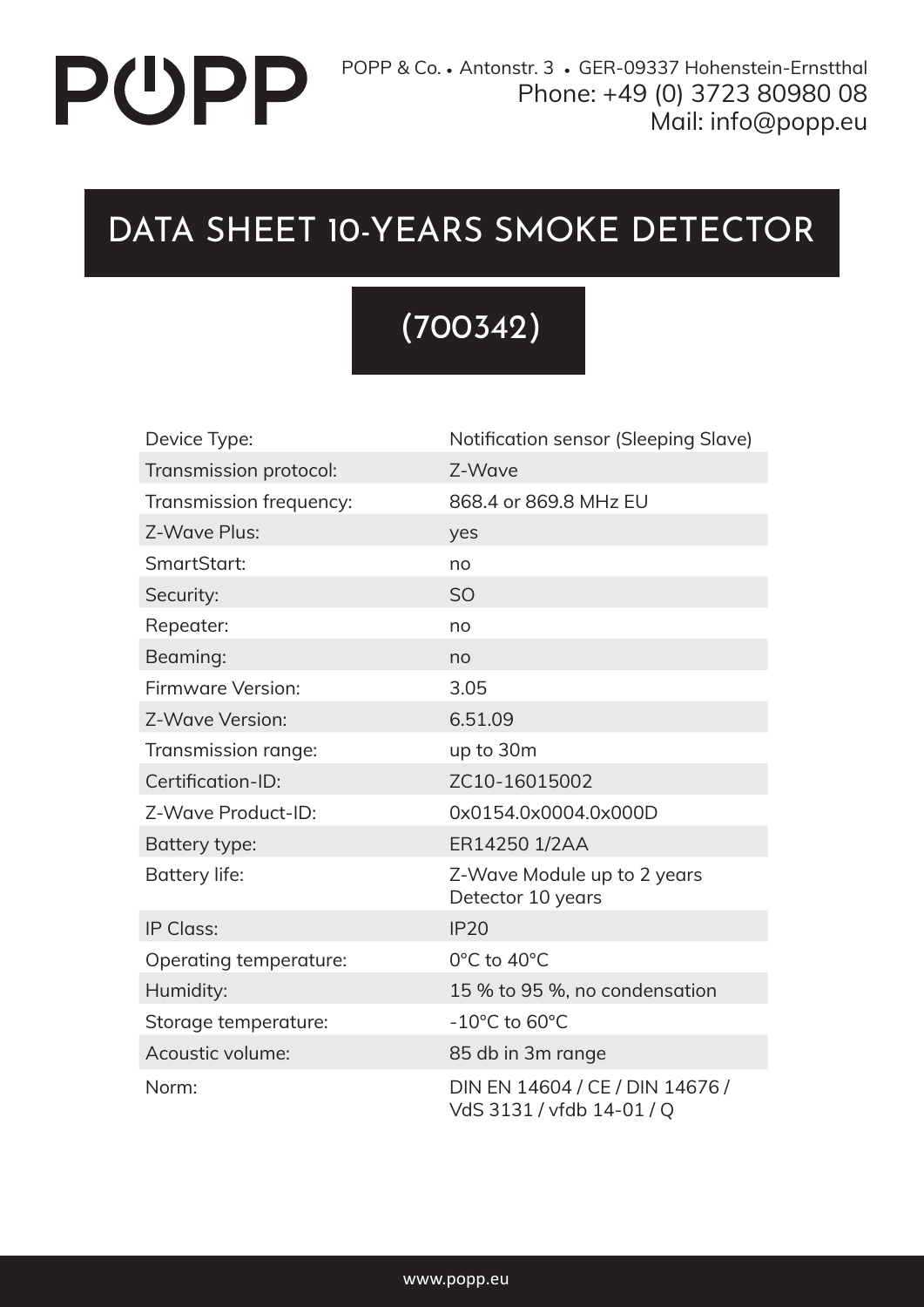POPP

POPP & Co. • Antonstr. 3 • GER-09337 Hohenstein-Ernstthal
Phone: +49 (0) 3723 80980 08
Mail: info@popp.eu

# DATA SHEET 10-YEARS SMOKE DETECTOR

## (700342)

| | |
|---|---|
| Device Type: | Notification sensor (Sleeping Slave) |
| Transmission protocol: | Z-Wave |
| Transmission frequency: | 868.4 or 869.8 MHz EU |
| Z-Wave Plus: | yes |
| SmartStart: | no |
| Security: | S0 |
| Repeater: | no |
| Beaming: | no |
| Firmware Version: | 3.05 |
| Z-Wave Version: | 6.51.09 |
| Transmission range: | up to 30m |
| Certification-ID: | ZC10-16015002 |
| Z-Wave Product-ID: | 0x0154.0x0004.0x000D |
| Battery type: | ER14250 1/2AA |
| Battery life: | Z-Wave Module up to 2 years<br>Detector 10 years |
| IP Class: | IP20 |
| Operating temperature: | 0°C to 40°C |
| Humidity: | 15 % to 95 %, no condensation |
| Storage temperature: | -10°C to 60°C |
| Acoustic volume: | 85 db in 3m range |
| Norm: | DIN EN 14604 / CE / DIN 14676 / VdS 3131 / vfdb 14-01 / Q |

www.popp.eu